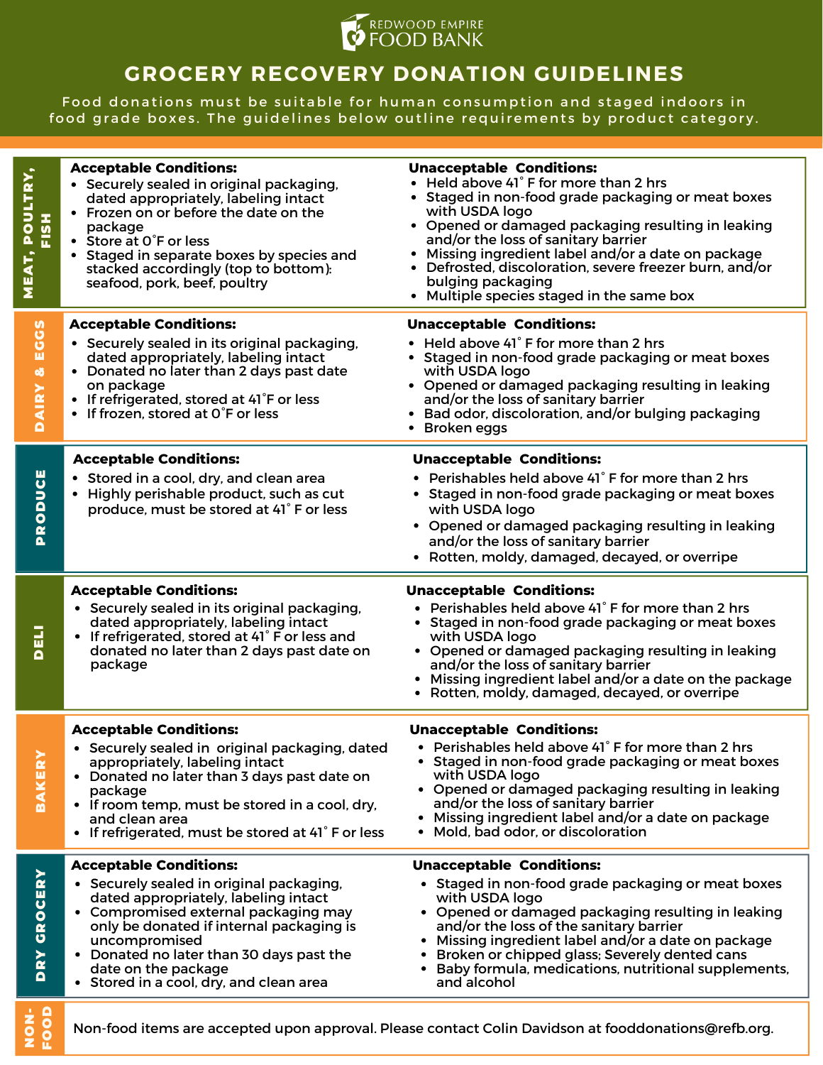REDWOOD EMPIRE FOOD BANK

# GROCERY RECOVERY DONATION GUIDELINES

Food donations must be suitable for human consumption and staged indoors in food grade boxes. The guidelines below outline requirements by product category.

## MEAT, POULTRY, FISH

**Acceptable Conditions:**

- Securely sealed in original packaging, dated appropriately, labeling intact
- Frozen on or before the date on the package
- Store at 0˚F or less
- Staged in separate boxes by species and stacked accordingly (top to bottom): seafood, pork, beef, poultry

**Unacceptable Conditions:**

- Held above 41˚ F for more than 2 hrs
- Staged in non-food grade packaging or meat boxes with USDA logo
- Opened or damaged packaging resulting in leaking and/or the loss of sanitary barrier
- Missing ingredient label and/or a date on package
- Defrosted, discoloration, severe freezer burn, and/or bulging packaging
- Multiple species staged in the same box

## DAIRY & EGGS

**Acceptable Conditions:**

- Securely sealed in its original packaging, dated appropriately, labeling intact
- Donated no later than 2 days past date on package
- If refrigerated, stored at 41˚F or less
- If frozen, stored at 0˚F or less

**Unacceptable Conditions:**

- Held above 41˚ F for more than 2 hrs
- Staged in non-food grade packaging or meat boxes with USDA logo
- Opened or damaged packaging resulting in leaking and/or the loss of sanitary barrier
- Bad odor, discoloration, and/or bulging packaging
- Broken eggs

## PRODUCE

**Acceptable Conditions:**

- Stored in a cool, dry, and clean area
- Highly perishable product, such as cut produce, must be stored at 41˚ F or less

**Unacceptable Conditions:**

- Perishables held above 41˚ F for more than 2 hrs
- Staged in non-food grade packaging or meat boxes with USDA logo
- Opened or damaged packaging resulting in leaking and/or the loss of sanitary barrier
- Rotten, moldy, damaged, decayed, or overripe

## DELI

**Acceptable Conditions:**

- Securely sealed in its original packaging, dated appropriately, labeling intact
- If refrigerated, stored at 41˚ F or less and donated no later than 2 days past date on package

**Unacceptable Conditions:**

- Perishables held above 41˚ F for more than 2 hrs
- Staged in non-food grade packaging or meat boxes with USDA logo
- Opened or damaged packaging resulting in leaking and/or the loss of sanitary barrier
- Missing ingredient label and/or a date on the package
- Rotten, moldy, damaged, decayed, or overripe

## BAKERY

**Acceptable Conditions:**

- Securely sealed in original packaging, dated appropriately, labeling intact
- Donated no later than 3 days past date on package
- If room temp, must be stored in a cool, dry, and clean area
- If refrigerated, must be stored at 41˚ F or less

**Unacceptable Conditions:**

- Perishables held above 41˚ F for more than 2 hrs
- Staged in non-food grade packaging or meat boxes with USDA logo
- Opened or damaged packaging resulting in leaking and/or the loss of sanitary barrier
- Missing ingredient label and/or a date on package
- Mold, bad odor, or discoloration

## DRY GROCERY

**Acceptable Conditions:**

- Securely sealed in original packaging, dated appropriately, labeling intact
- Compromised external packaging may only be donated if internal packaging is uncompromised
- Donated no later than 30 days past the date on the package
- Stored in a cool, dry, and clean area

**Unacceptable Conditions:**

- Staged in non-food grade packaging or meat boxes with USDA logo
- Opened or damaged packaging resulting in leaking and/or the loss of the sanitary barrier
- Missing ingredient label and/or a date on package
- Broken or chipped glass; Severely dented cans
- Baby formula, medications, nutritional supplements, and alcohol

## NON-FOOD

Non-food items are accepted upon approval. Please contact Colin Davidson at fooddonations@refb.org.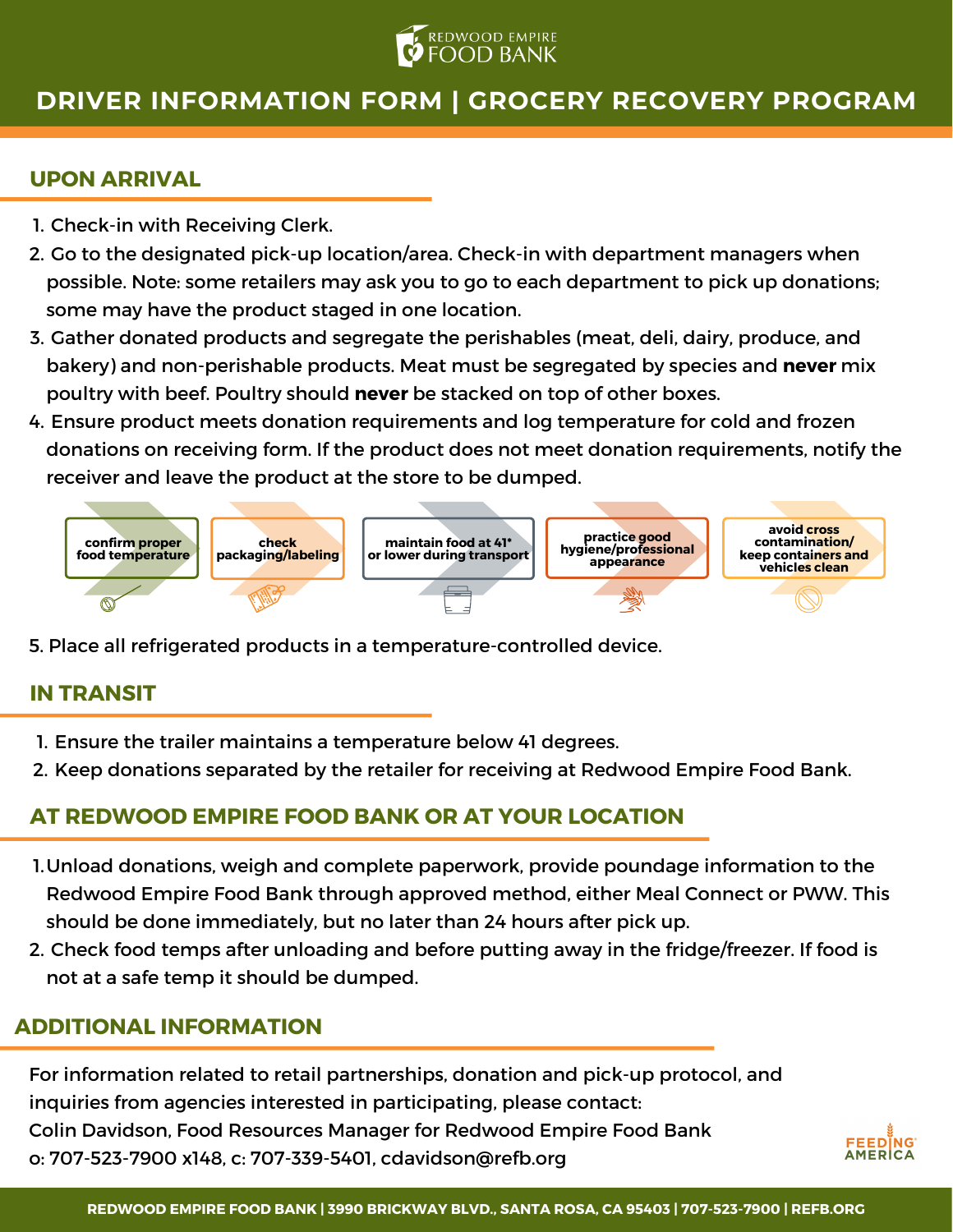REDWOOD EMPIRE FOOD BANK

# DRIVER INFORMATION FORM | GROCERY RECOVERY PROGRAM

## UPON ARRIVAL

1. Check-in with Receiving Clerk.
2. Go to the designated pick-up location/area. Check-in with department managers when possible. Note: some retailers may ask you to go to each department to pick up donations; some may have the product staged in one location.
3. Gather donated products and segregate the perishables (meat, deli, dairy, produce, and bakery) and non-perishable products. Meat must be segregated by species and **never** mix poultry with beef. Poultry should **never** be stacked on top of other boxes.
4. Ensure product meets donation requirements and log temperature for cold and frozen donations on receiving form. If the product does not meet donation requirements, notify the receiver and leave the product at the store to be dumped.

confirm proper food temperature

check packaging/labeling

maintain food at 41* or lower during transport

practice good hygiene/professional appearance

avoid cross contamination/ keep containers and vehicles clean

5. Place all refrigerated products in a temperature-controlled device.

## IN TRANSIT

1. Ensure the trailer maintains a temperature below 41 degrees.
2. Keep donations separated by the retailer for receiving at Redwood Empire Food Bank.

## AT REDWOOD EMPIRE FOOD BANK OR AT YOUR LOCATION

1. Unload donations, weigh and complete paperwork, provide poundage information to the Redwood Empire Food Bank through approved method, either Meal Connect or PWW. This should be done immediately, but no later than 24 hours after pick up.
2. Check food temps after unloading and before putting away in the fridge/freezer. If food is not at a safe temp it should be dumped.

## ADDITIONAL INFORMATION

For information related to retail partnerships, donation and pick-up protocol, and inquiries from agencies interested in participating, please contact:
Colin Davidson, Food Resources Manager for Redwood Empire Food Bank
o: 707-523-7900 x148, c: 707-339-5401, cdavidson@refb.org

FEEDING AMERICA

REDWOOD EMPIRE FOOD BANK | 3990 BRICKWAY BLVD., SANTA ROSA, CA 95403 | 707-523-7900 | REFB.ORG